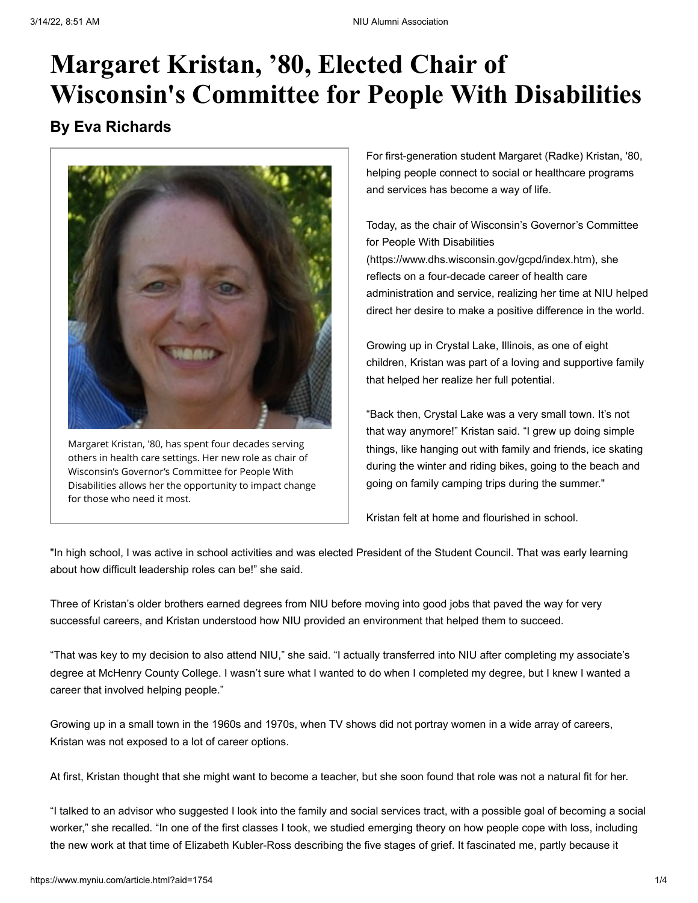# Margaret Kristan, '80, Elected Chair of Wisconsin's Committee for People With Disabilities

### By Eva Richards

Margaret Kristan, '80, has spent four decades serving others in health care settings. Her new role as chair of Wisconsin's Governor's Committee for People With Disabilities allows her the opportunity to impact change for those who need it most.

For first-generation student Margaret (Radke) Kristan, '80, helping people connect to social or healthcare programs and services has become a way of life.

Today, as the chair of Wisconsin's Governor's Committee for People With Disabilities (https://www.dhs.wisconsin.gov/gcpd/index.htm), she reflects on a four-decade career of health care administration and service, realizing her time at NIU helped direct her desire to make a positive difference in the world.

Growing up in Crystal Lake, Illinois, as one of eight children, Kristan was part of a loving and supportive family that helped her realize her full potential.

"Back then, Crystal Lake was a very small town. It's not that way anymore!" Kristan said. "I grew up doing simple things, like hanging out with family and friends, ice skating during the winter and riding bikes, going to the beach and going on family camping trips during the summer."

Kristan felt at home and flourished in school.

"In high school, I was active in school activities and was elected President of the Student Council. That was early learning about how difficult leadership roles can be!" she said.

Three of Kristan's older brothers earned degrees from NIU before moving into good jobs that paved the way for very successful careers, and Kristan understood how NIU provided an environment that helped them to succeed.

"That was key to my decision to also attend NIU," she said. "I actually transferred into NIU after completing my associate's degree at McHenry County College. I wasn't sure what I wanted to do when I completed my degree, but I knew I wanted a career that involved helping people."

Growing up in a small town in the 1960s and 1970s, when TV shows did not portray women in a wide array of careers, Kristan was not exposed to a lot of career options.

At first, Kristan thought that she might want to become a teacher, but she soon found that role was not a natural fit for her.

"I talked to an advisor who suggested I look into the family and social services tract, with a possible goal of becoming a social worker," she recalled. "In one of the first classes I took, we studied emerging theory on how people cope with loss, including the new work at that time of Elizabeth Kubler-Ross describing the five stages of grief. It fascinated me, partly because it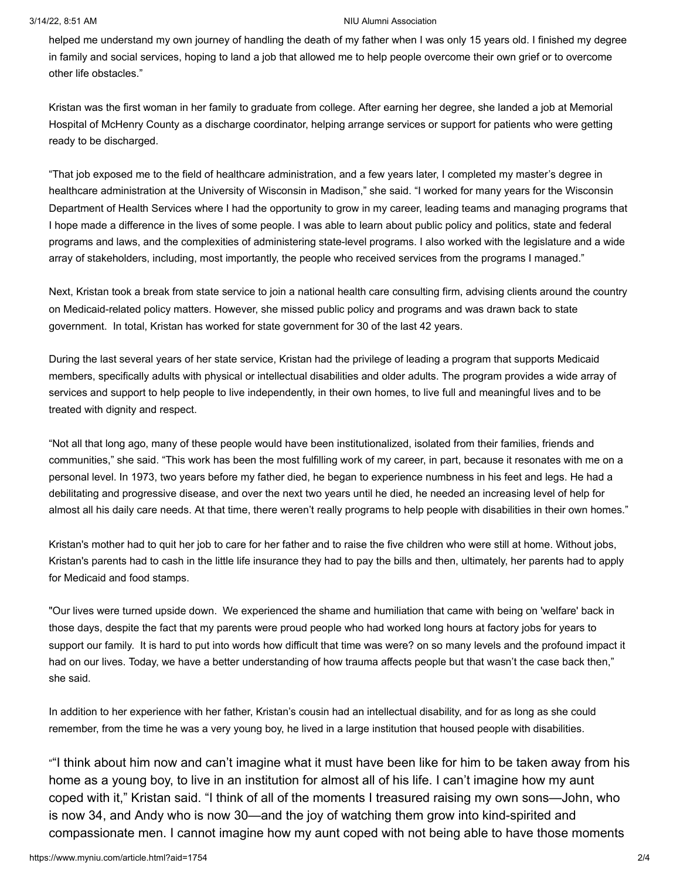helped me understand my own journey of handling the death of my father when I was only 15 years old. I finished my degree in family and social services, hoping to land a job that allowed me to help people overcome their own grief or to overcome other life obstacles."

Kristan was the first woman in her family to graduate from college. After earning her degree, she landed a job at Memorial Hospital of McHenry County as a discharge coordinator, helping arrange services or support for patients who were getting ready to be discharged.

"That job exposed me to the field of healthcare administration, and a few years later, I completed my master's degree in healthcare administration at the University of Wisconsin in Madison," she said. "I worked for many years for the Wisconsin Department of Health Services where I had the opportunity to grow in my career, leading teams and managing programs that I hope made a difference in the lives of some people. I was able to learn about public policy and politics, state and federal programs and laws, and the complexities of administering state-level programs. I also worked with the legislature and a wide array of stakeholders, including, most importantly, the people who received services from the programs I managed."

Next, Kristan took a break from state service to join a national health care consulting firm, advising clients around the country on Medicaid-related policy matters. However, she missed public policy and programs and was drawn back to state government. In total, Kristan has worked for state government for 30 of the last 42 years.

During the last several years of her state service, Kristan had the privilege of leading a program that supports Medicaid members, specifically adults with physical or intellectual disabilities and older adults. The program provides a wide array of services and support to help people to live independently, in their own homes, to live full and meaningful lives and to be treated with dignity and respect.

"Not all that long ago, many of these people would have been institutionalized, isolated from their families, friends and communities," she said. "This work has been the most fulfilling work of my career, in part, because it resonates with me on a personal level. In 1973, two years before my father died, he began to experience numbness in his feet and legs. He had a debilitating and progressive disease, and over the next two years until he died, he needed an increasing level of help for almost all his daily care needs. At that time, there weren't really programs to help people with disabilities in their own homes."

Kristan's mother had to quit her job to care for her father and to raise the five children who were still at home. Without jobs, Kristan's parents had to cash in the little life insurance they had to pay the bills and then, ultimately, her parents had to apply for Medicaid and food stamps.

"Our lives were turned upside down. We experienced the shame and humiliation that came with being on 'welfare' back in those days, despite the fact that my parents were proud people who had worked long hours at factory jobs for years to support our family. It is hard to put into words how difficult that time was were? on so many levels and the profound impact it had on our lives. Today, we have a better understanding of how trauma affects people but that wasn't the case back then," she said.

In addition to her experience with her father, Kristan's cousin had an intellectual disability, and for as long as she could remember, from the time he was a very young boy, he lived in a large institution that housed people with disabilities.

""I think about him now and can't imagine what it must have been like for him to be taken away from his home as a young boy, to live in an institution for almost all of his life. I can't imagine how my aunt coped with it," Kristan said. "I think of all of the moments I treasured raising my own sons—John, who is now 34, and Andy who is now 30—and the joy of watching them grow into kind-spirited and compassionate men. I cannot imagine how my aunt coped with not being able to have those moments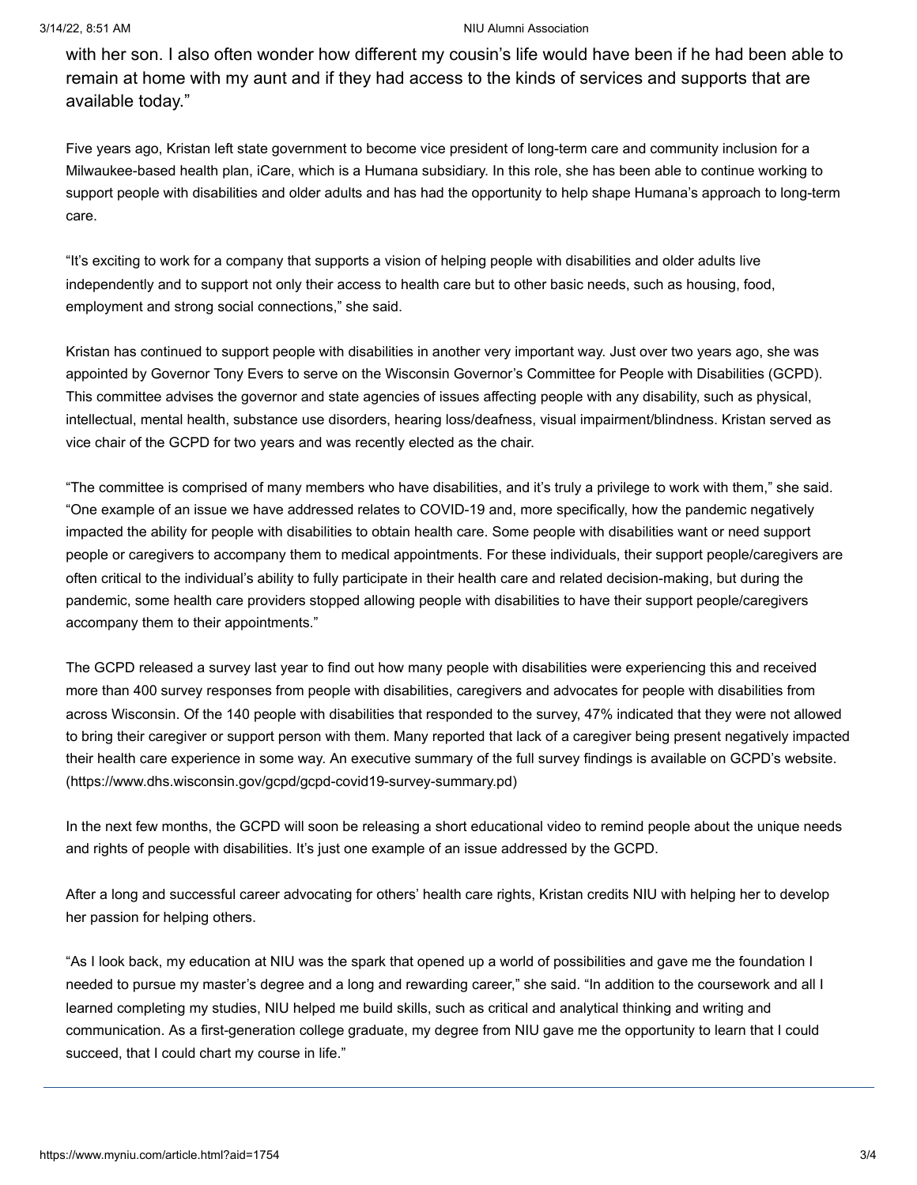with her son. I also often wonder how different my cousin's life would have been if he had been able to remain at home with my aunt and if they had access to the kinds of services and supports that are available today."

Five years ago, Kristan left state government to become vice president of long-term care and community inclusion for a Milwaukee-based health plan, iCare, which is a Humana subsidiary. In this role, she has been able to continue working to support people with disabilities and older adults and has had the opportunity to help shape Humana's approach to long-term care.

"It's exciting to work for a company that supports a vision of helping people with disabilities and older adults live independently and to support not only their access to health care but to other basic needs, such as housing, food, employment and strong social connections," she said.

Kristan has continued to support people with disabilities in another very important way. Just over two years ago, she was appointed by Governor Tony Evers to serve on the Wisconsin Governor's Committee for People with Disabilities (GCPD). This committee advises the governor and state agencies of issues affecting people with any disability, such as physical, intellectual, mental health, substance use disorders, hearing loss/deafness, visual impairment/blindness. Kristan served as vice chair of the GCPD for two years and was recently elected as the chair.

"The committee is comprised of many members who have disabilities, and it's truly a privilege to work with them," she said. "One example of an issue we have addressed relates to COVID-19 and, more specifically, how the pandemic negatively impacted the ability for people with disabilities to obtain health care. Some people with disabilities want or need support people or caregivers to accompany them to medical appointments. For these individuals, their support people/caregivers are often critical to the individual's ability to fully participate in their health care and related decision-making, but during the pandemic, some health care providers stopped allowing people with disabilities to have their support people/caregivers accompany them to their appointments."

The GCPD released a survey last year to find out how many people with disabilities were experiencing this and received more than 400 survey responses from people with disabilities, caregivers and advocates for people with disabilities from across Wisconsin. Of the 140 people with disabilities that responded to the survey, 47% indicated that they were not allowed to bring their caregiver or support person with them. Many reported that lack of a caregiver being present negatively impacted their health care experience in some way. An executive summary of the full survey findings is available on GCPD's website. (https://www.dhs.wisconsin.gov/gcpd/gcpd-covid19-survey-summary.pd)

In the next few months, the GCPD will soon be releasing a short educational video to remind people about the unique needs and rights of people with disabilities. It's just one example of an issue addressed by the GCPD.

After a long and successful career advocating for others' health care rights, Kristan credits NIU with helping her to develop her passion for helping others.

"As I look back, my education at NIU was the spark that opened up a world of possibilities and gave me the foundation I needed to pursue my master's degree and a long and rewarding career," she said. "In addition to the coursework and all I learned completing my studies, NIU helped me build skills, such as critical and analytical thinking and writing and communication. As a first-generation college graduate, my degree from NIU gave me the opportunity to learn that I could succeed, that I could chart my course in life."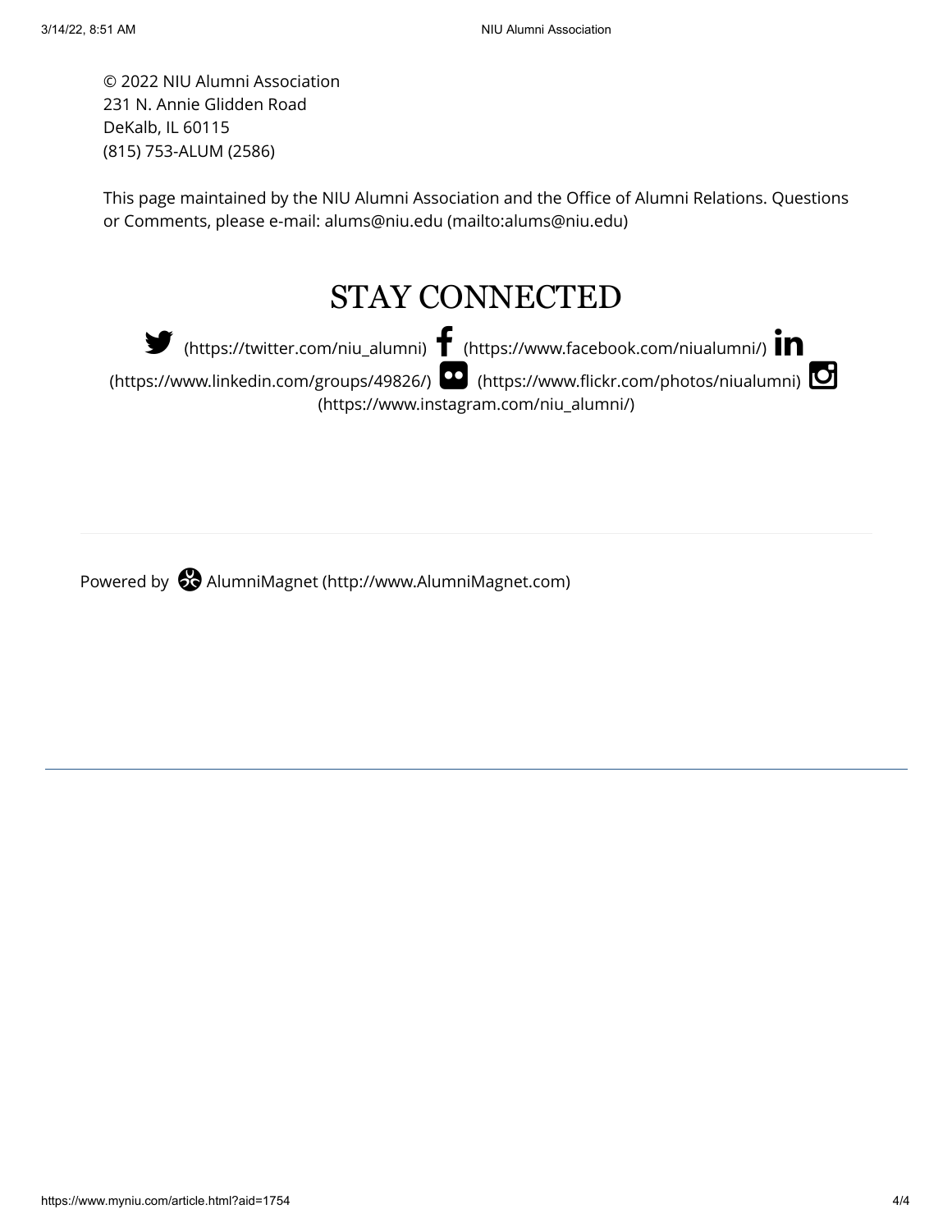© 2022 NIU Alumni Association
231 N. Annie Glidden Road
DeKalb, IL 60115
(815) 753-ALUM (2586)

This page maintained by the NIU Alumni Association and the Office of Alumni Relations. Questions or Comments, please e-mail: alums@niu.edu (mailto:alums@niu.edu)

## STAY CONNECTED

(https://twitter.com/niu_alumni) (https://www.facebook.com/niualumni/) (https://www.linkedin.com/groups/49826/) (https://www.flickr.com/photos/niualumni) (https://www.instagram.com/niu_alumni/)

---

Powered by AlumniMagnet (http://www.AlumniMagnet.com)